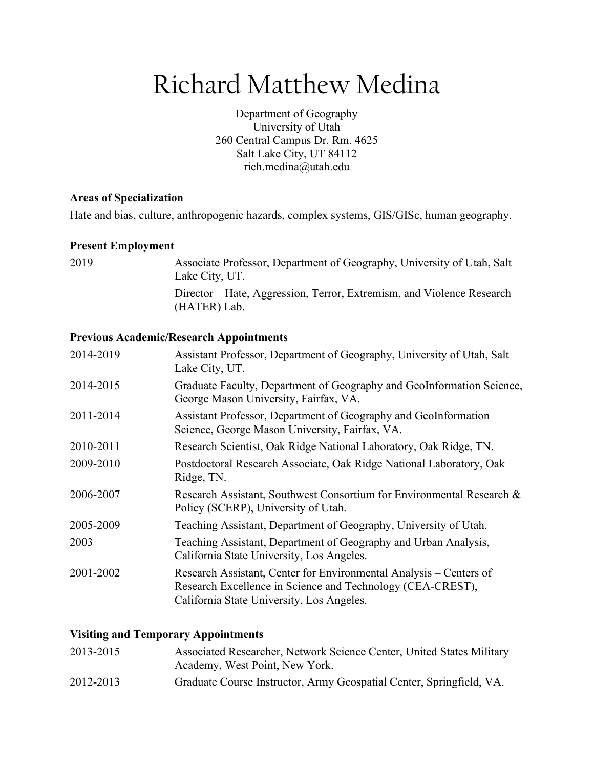# Richard Matthew Medina

Department of Geography
University of Utah
260 Central Campus Dr. Rm. 4625
Salt Lake City, UT 84112
rich.medina@utah.edu

### Areas of Specialization

Hate and bias, culture, anthropogenic hazards, complex systems, GIS/GISc, human geography.

### Present Employment

| | |
|---|---|
| 2019 | Associate Professor, Department of Geography, University of Utah, Salt Lake City, UT. |
| | Director – Hate, Aggression, Terror, Extremism, and Violence Research (HATER) Lab. |

### Previous Academic/Research Appointments

| | |
|---|---|
| 2014-2019 | Assistant Professor, Department of Geography, University of Utah, Salt Lake City, UT. |
| 2014-2015 | Graduate Faculty, Department of Geography and GeoInformation Science, George Mason University, Fairfax, VA. |
| 2011-2014 | Assistant Professor, Department of Geography and GeoInformation Science, George Mason University, Fairfax, VA. |
| 2010-2011 | Research Scientist, Oak Ridge National Laboratory, Oak Ridge, TN. |
| 2009-2010 | Postdoctoral Research Associate, Oak Ridge National Laboratory, Oak Ridge, TN. |
| 2006-2007 | Research Assistant, Southwest Consortium for Environmental Research & Policy (SCERP), University of Utah. |
| 2005-2009 | Teaching Assistant, Department of Geography, University of Utah. |
| 2003 | Teaching Assistant, Department of Geography and Urban Analysis, California State University, Los Angeles. |
| 2001-2002 | Research Assistant, Center for Environmental Analysis – Centers of Research Excellence in Science and Technology (CEA-CREST), California State University, Los Angeles. |

### Visiting and Temporary Appointments

| | |
|---|---|
| 2013-2015 | Associated Researcher, Network Science Center, United States Military Academy, West Point, New York. |
| 2012-2013 | Graduate Course Instructor, Army Geospatial Center, Springfield, VA. |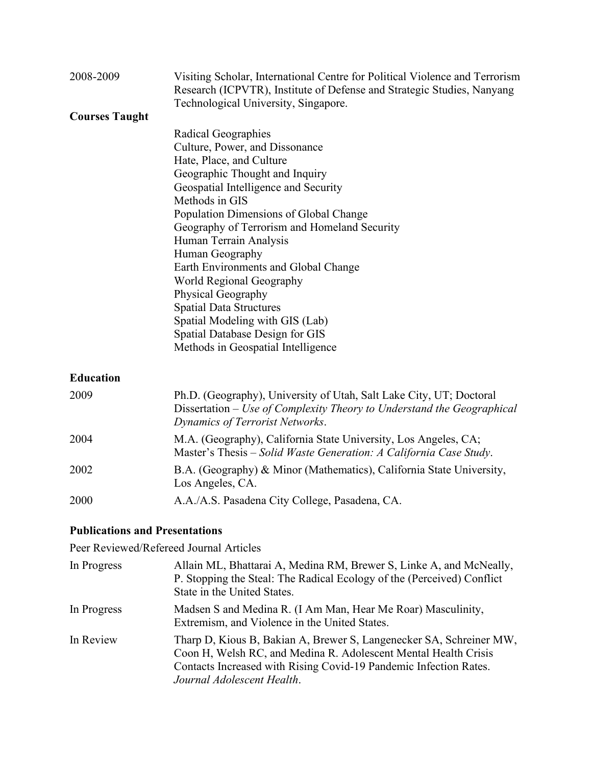2008-2009 Visiting Scholar, International Centre for Political Violence and Terrorism Research (ICPVTR), Institute of Defense and Strategic Studies, Nanyang Technological University, Singapore.

## Courses Taught

- Radical Geographies
- Culture, Power, and Dissonance
- Hate, Place, and Culture
- Geographic Thought and Inquiry
- Geospatial Intelligence and Security
- Methods in GIS
- Population Dimensions of Global Change
- Geography of Terrorism and Homeland Security
- Human Terrain Analysis
- Human Geography
- Earth Environments and Global Change
- World Regional Geography
- Physical Geography
- Spatial Data Structures
- Spatial Modeling with GIS (Lab)
- Spatial Database Design for GIS
- Methods in Geospatial Intelligence

## Education

2009 Ph.D. (Geography), University of Utah, Salt Lake City, UT; Doctoral Dissertation – *Use of Complexity Theory to Understand the Geographical Dynamics of Terrorist Networks*.

2004 M.A. (Geography), California State University, Los Angeles, CA; Master's Thesis – *Solid Waste Generation: A California Case Study*.

2002 B.A. (Geography) & Minor (Mathematics), California State University, Los Angeles, CA.

2000 A.A./A.S. Pasadena City College, Pasadena, CA.

## Publications and Presentations

Peer Reviewed/Refereed Journal Articles

In Progress Allain ML, Bhattarai A, Medina RM, Brewer S, Linke A, and McNeally, P. Stopping the Steal: The Radical Ecology of the (Perceived) Conflict State in the United States.

In Progress Madsen S and Medina R. (I Am Man, Hear Me Roar) Masculinity, Extremism, and Violence in the United States.

In Review Tharp D, Kious B, Bakian A, Brewer S, Langenecker SA, Schreiner MW, Coon H, Welsh RC, and Medina R. Adolescent Mental Health Crisis Contacts Increased with Rising Covid-19 Pandemic Infection Rates. *Journal Adolescent Health*.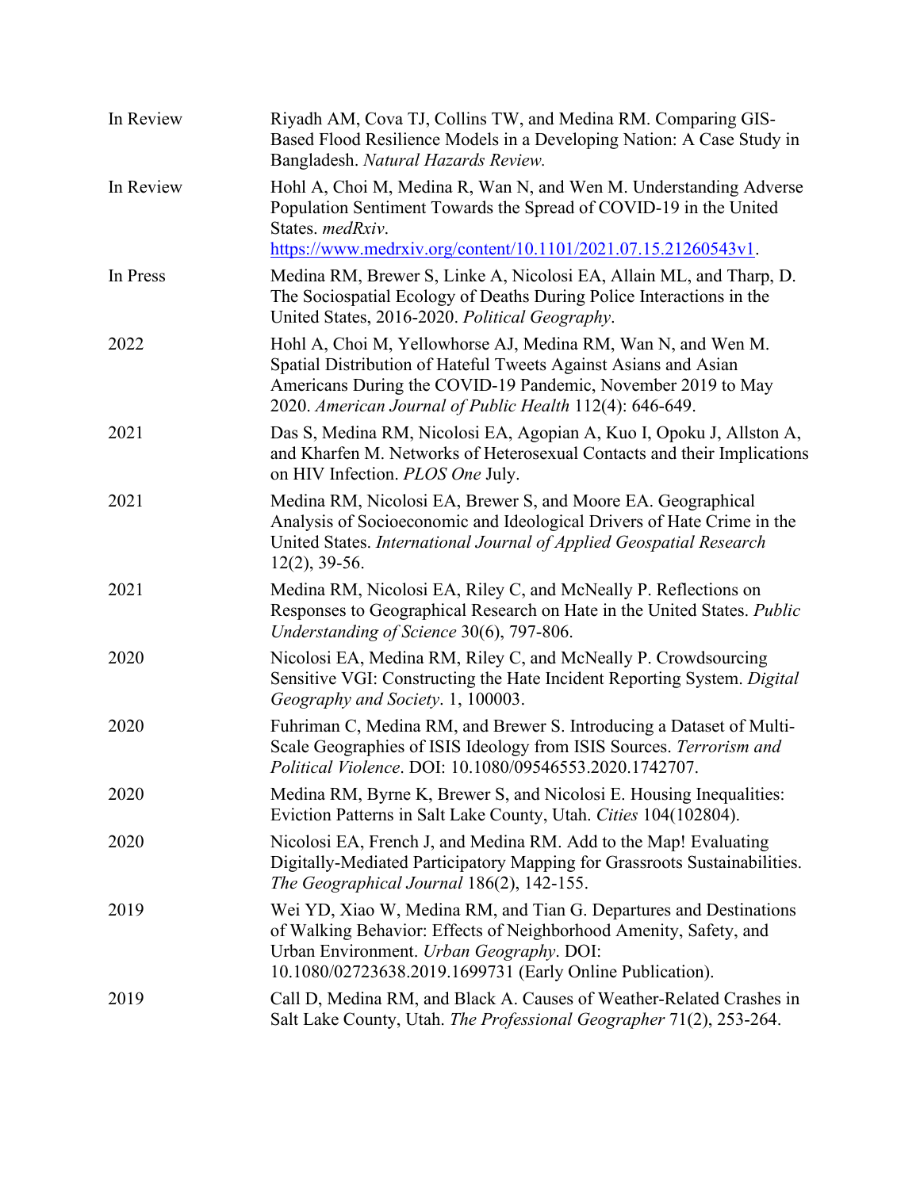| | |
|---|---|
| In Review | Riyadh AM, Cova TJ, Collins TW, and Medina RM. Comparing GIS-Based Flood Resilience Models in a Developing Nation: A Case Study in Bangladesh. *Natural Hazards Review.* |
| In Review | Hohl A, Choi M, Medina R, Wan N, and Wen M. Understanding Adverse Population Sentiment Towards the Spread of COVID-19 in the United States. *medRxiv*. [https://www.medrxiv.org/content/10.1101/2021.07.15.21260543v1](https://www.medrxiv.org/content/10.1101/2021.07.15.21260543v1). |
| In Press | Medina RM, Brewer S, Linke A, Nicolosi EA, Allain ML, and Tharp, D. The Sociospatial Ecology of Deaths During Police Interactions in the United States, 2016-2020. *Political Geography*. |
| 2022 | Hohl A, Choi M, Yellowhorse AJ, Medina RM, Wan N, and Wen M. Spatial Distribution of Hateful Tweets Against Asians and Asian Americans During the COVID-19 Pandemic, November 2019 to May 2020. *American Journal of Public Health* 112(4): 646-649. |
| 2021 | Das S, Medina RM, Nicolosi EA, Agopian A, Kuo I, Opoku J, Allston A, and Kharfen M. Networks of Heterosexual Contacts and their Implications on HIV Infection. *PLOS One* July. |
| 2021 | Medina RM, Nicolosi EA, Brewer S, and Moore EA. Geographical Analysis of Socioeconomic and Ideological Drivers of Hate Crime in the United States. *International Journal of Applied Geospatial Research* 12(2), 39-56. |
| 2021 | Medina RM, Nicolosi EA, Riley C, and McNeally P. Reflections on Responses to Geographical Research on Hate in the United States. *Public Understanding of Science* 30(6), 797-806. |
| 2020 | Nicolosi EA, Medina RM, Riley C, and McNeally P. Crowdsourcing Sensitive VGI: Constructing the Hate Incident Reporting System. *Digital Geography and Society*. 1, 100003. |
| 2020 | Fuhriman C, Medina RM, and Brewer S. Introducing a Dataset of Multi-Scale Geographies of ISIS Ideology from ISIS Sources. *Terrorism and Political Violence*. DOI: 10.1080/09546553.2020.1742707. |
| 2020 | Medina RM, Byrne K, Brewer S, and Nicolosi E. Housing Inequalities: Eviction Patterns in Salt Lake County, Utah. *Cities* 104(102804). |
| 2020 | Nicolosi EA, French J, and Medina RM. Add to the Map! Evaluating Digitally-Mediated Participatory Mapping for Grassroots Sustainabilities. *The Geographical Journal* 186(2), 142-155. |
| 2019 | Wei YD, Xiao W, Medina RM, and Tian G. Departures and Destinations of Walking Behavior: Effects of Neighborhood Amenity, Safety, and Urban Environment. *Urban Geography*. DOI: 10.1080/02723638.2019.1699731 (Early Online Publication). |
| 2019 | Call D, Medina RM, and Black A. Causes of Weather-Related Crashes in Salt Lake County, Utah. *The Professional Geographer* 71(2), 253-264. |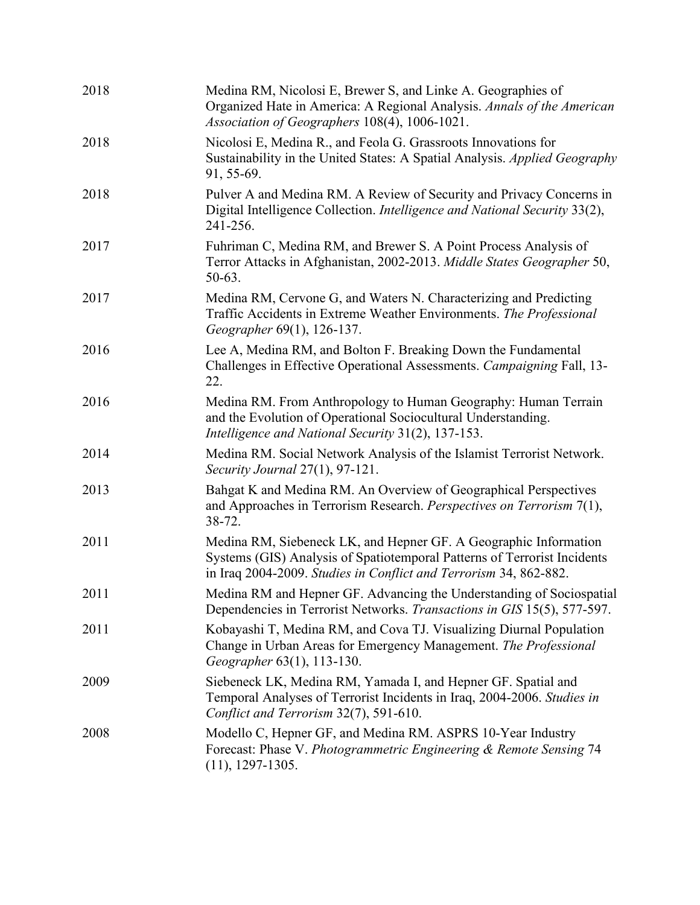| | |
|---|---|
| 2018 | Medina RM, Nicolosi E, Brewer S, and Linke A. Geographies of Organized Hate in America: A Regional Analysis. *Annals of the American Association of Geographers* 108(4), 1006-1021. |
| 2018 | Nicolosi E, Medina R., and Feola G. Grassroots Innovations for Sustainability in the United States: A Spatial Analysis. *Applied Geography* 91, 55-69. |
| 2018 | Pulver A and Medina RM. A Review of Security and Privacy Concerns in Digital Intelligence Collection. *Intelligence and National Security* 33(2), 241-256. |
| 2017 | Fuhriman C, Medina RM, and Brewer S. A Point Process Analysis of Terror Attacks in Afghanistan, 2002-2013. *Middle States Geographer* 50, 50-63. |
| 2017 | Medina RM, Cervone G, and Waters N. Characterizing and Predicting Traffic Accidents in Extreme Weather Environments. *The Professional Geographer* 69(1), 126-137. |
| 2016 | Lee A, Medina RM, and Bolton F. Breaking Down the Fundamental Challenges in Effective Operational Assessments. *Campaigning* Fall, 13-22. |
| 2016 | Medina RM. From Anthropology to Human Geography: Human Terrain and the Evolution of Operational Sociocultural Understanding. *Intelligence and National Security* 31(2), 137-153. |
| 2014 | Medina RM. Social Network Analysis of the Islamist Terrorist Network. *Security Journal* 27(1), 97-121. |
| 2013 | Bahgat K and Medina RM. An Overview of Geographical Perspectives and Approaches in Terrorism Research. *Perspectives on Terrorism* 7(1), 38-72. |
| 2011 | Medina RM, Siebeneck LK, and Hepner GF. A Geographic Information Systems (GIS) Analysis of Spatiotemporal Patterns of Terrorist Incidents in Iraq 2004-2009. *Studies in Conflict and Terrorism* 34, 862-882. |
| 2011 | Medina RM and Hepner GF. Advancing the Understanding of Sociospatial Dependencies in Terrorist Networks. *Transactions in GIS* 15(5), 577-597. |
| 2011 | Kobayashi T, Medina RM, and Cova TJ. Visualizing Diurnal Population Change in Urban Areas for Emergency Management. *The Professional Geographer* 63(1), 113-130. |
| 2009 | Siebeneck LK, Medina RM, Yamada I, and Hepner GF. Spatial and Temporal Analyses of Terrorist Incidents in Iraq, 2004-2006. *Studies in Conflict and Terrorism* 32(7), 591-610. |
| 2008 | Modello C, Hepner GF, and Medina RM. ASPRS 10-Year Industry Forecast: Phase V. *Photogrammetric Engineering & Remote Sensing* 74 (11), 1297-1305. |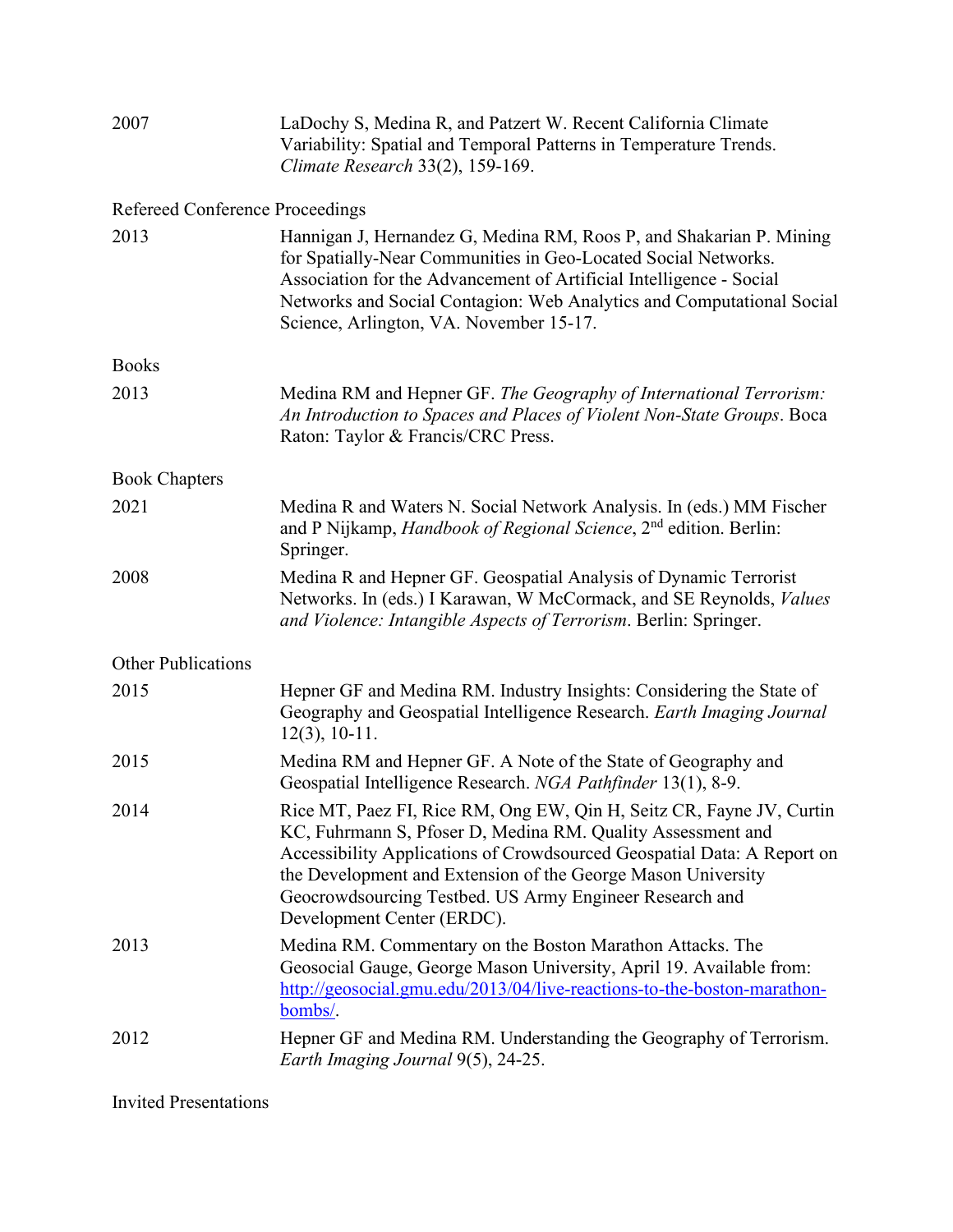2007 LaDochy S, Medina R, and Patzert W. Recent California Climate Variability: Spatial and Temporal Patterns in Temperature Trends. *Climate Research* 33(2), 159-169.

Refereed Conference Proceedings

2013 Hannigan J, Hernandez G, Medina RM, Roos P, and Shakarian P. Mining for Spatially-Near Communities in Geo-Located Social Networks. Association for the Advancement of Artificial Intelligence - Social Networks and Social Contagion: Web Analytics and Computational Social Science, Arlington, VA. November 15-17.

Books

2013 Medina RM and Hepner GF. *The Geography of International Terrorism: An Introduction to Spaces and Places of Violent Non-State Groups*. Boca Raton: Taylor & Francis/CRC Press.

Book Chapters

2021 Medina R and Waters N. Social Network Analysis. In (eds.) MM Fischer and P Nijkamp, *Handbook of Regional Science*, 2nd edition. Berlin: Springer.

2008 Medina R and Hepner GF. Geospatial Analysis of Dynamic Terrorist Networks. In (eds.) I Karawan, W McCormack, and SE Reynolds, *Values and Violence: Intangible Aspects of Terrorism*. Berlin: Springer.

Other Publications

2015 Hepner GF and Medina RM. Industry Insights: Considering the State of Geography and Geospatial Intelligence Research. *Earth Imaging Journal* 12(3), 10-11.

2015 Medina RM and Hepner GF. A Note of the State of Geography and Geospatial Intelligence Research. *NGA Pathfinder* 13(1), 8-9.

2014 Rice MT, Paez FI, Rice RM, Ong EW, Qin H, Seitz CR, Fayne JV, Curtin KC, Fuhrmann S, Pfoser D, Medina RM. Quality Assessment and Accessibility Applications of Crowdsourced Geospatial Data: A Report on the Development and Extension of the George Mason University Geocrowdsourcing Testbed. US Army Engineer Research and Development Center (ERDC).

2013 Medina RM. Commentary on the Boston Marathon Attacks. The Geosocial Gauge, George Mason University, April 19. Available from: [http://geosocial.gmu.edu/2013/04/live-reactions-to-the-boston-marathon-bombs/](http://geosocial.gmu.edu/2013/04/live-reactions-to-the-boston-marathon-bombs/).

2012 Hepner GF and Medina RM. Understanding the Geography of Terrorism. *Earth Imaging Journal* 9(5), 24-25.

Invited Presentations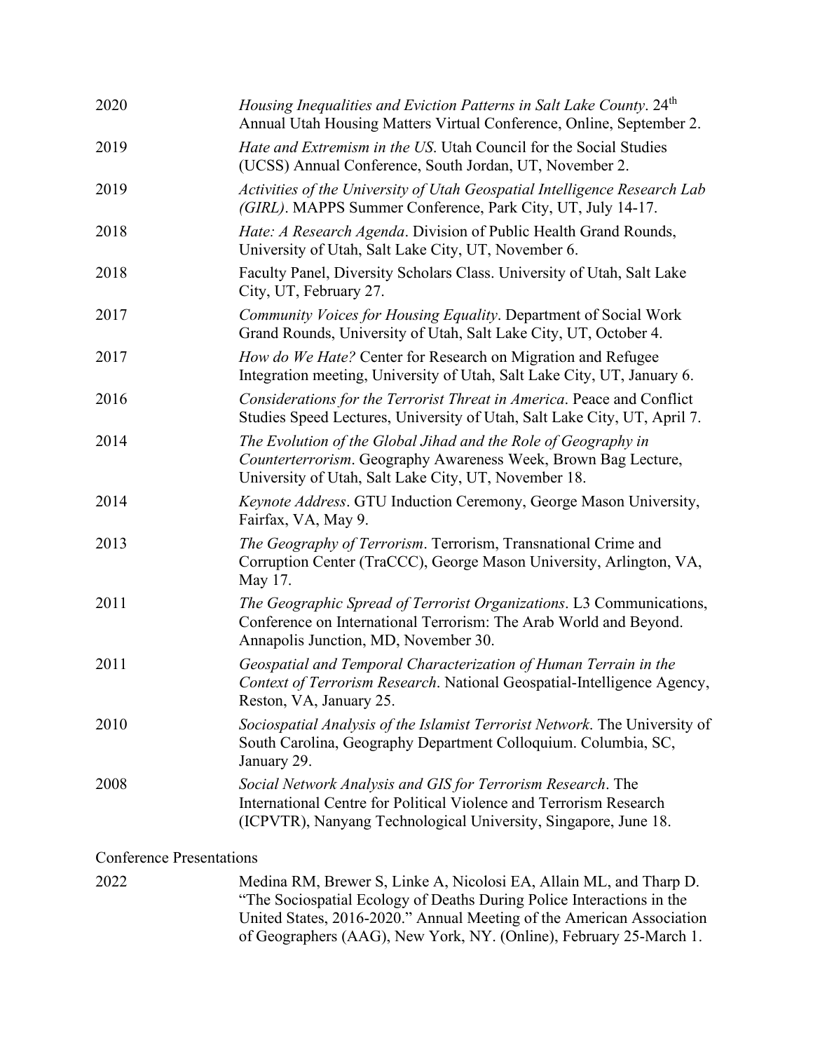2020 *Housing Inequalities and Eviction Patterns in Salt Lake County*. 24th Annual Utah Housing Matters Virtual Conference, Online, September 2.

2019 *Hate and Extremism in the US*. Utah Council for the Social Studies (UCSS) Annual Conference, South Jordan, UT, November 2.

2019 *Activities of the University of Utah Geospatial Intelligence Research Lab (GIRL)*. MAPPS Summer Conference, Park City, UT, July 14-17.

2018 *Hate: A Research Agenda*. Division of Public Health Grand Rounds, University of Utah, Salt Lake City, UT, November 6.

2018 Faculty Panel, Diversity Scholars Class. University of Utah, Salt Lake City, UT, February 27.

2017 *Community Voices for Housing Equality*. Department of Social Work Grand Rounds, University of Utah, Salt Lake City, UT, October 4.

2017 *How do We Hate?* Center for Research on Migration and Refugee Integration meeting, University of Utah, Salt Lake City, UT, January 6.

2016 *Considerations for the Terrorist Threat in America*. Peace and Conflict Studies Speed Lectures, University of Utah, Salt Lake City, UT, April 7.

2014 *The Evolution of the Global Jihad and the Role of Geography in Counterterrorism*. Geography Awareness Week, Brown Bag Lecture, University of Utah, Salt Lake City, UT, November 18.

2014 *Keynote Address*. GTU Induction Ceremony, George Mason University, Fairfax, VA, May 9.

2013 *The Geography of Terrorism*. Terrorism, Transnational Crime and Corruption Center (TraCCC), George Mason University, Arlington, VA, May 17.

2011 *The Geographic Spread of Terrorist Organizations*. L3 Communications, Conference on International Terrorism: The Arab World and Beyond. Annapolis Junction, MD, November 30.

2011 *Geospatial and Temporal Characterization of Human Terrain in the Context of Terrorism Research*. National Geospatial-Intelligence Agency, Reston, VA, January 25.

2010 *Sociospatial Analysis of the Islamist Terrorist Network*. The University of South Carolina, Geography Department Colloquium. Columbia, SC, January 29.

2008 *Social Network Analysis and GIS for Terrorism Research*. The International Centre for Political Violence and Terrorism Research (ICPVTR), Nanyang Technological University, Singapore, June 18.

Conference Presentations

2022 Medina RM, Brewer S, Linke A, Nicolosi EA, Allain ML, and Tharp D. "The Sociospatial Ecology of Deaths During Police Interactions in the United States, 2016-2020." Annual Meeting of the American Association of Geographers (AAG), New York, NY. (Online), February 25-March 1.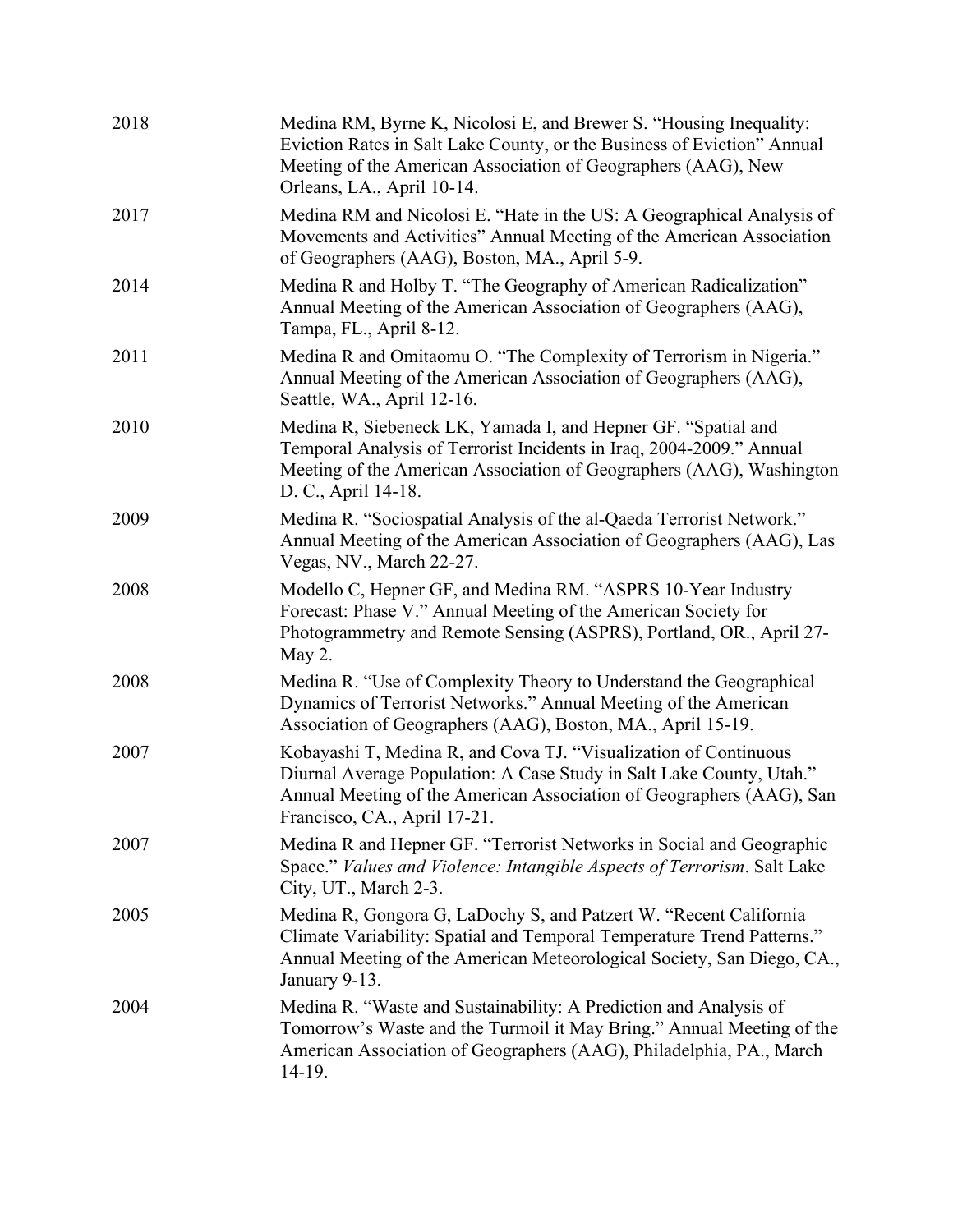| | |
|---|---|
| 2018 | Medina RM, Byrne K, Nicolosi E, and Brewer S. "Housing Inequality: Eviction Rates in Salt Lake County, or the Business of Eviction" Annual Meeting of the American Association of Geographers (AAG), New Orleans, LA., April 10-14. |
| 2017 | Medina RM and Nicolosi E. "Hate in the US: A Geographical Analysis of Movements and Activities" Annual Meeting of the American Association of Geographers (AAG), Boston, MA., April 5-9. |
| 2014 | Medina R and Holby T. "The Geography of American Radicalization" Annual Meeting of the American Association of Geographers (AAG), Tampa, FL., April 8-12. |
| 2011 | Medina R and Omitaomu O. "The Complexity of Terrorism in Nigeria." Annual Meeting of the American Association of Geographers (AAG), Seattle, WA., April 12-16. |
| 2010 | Medina R, Siebeneck LK, Yamada I, and Hepner GF. "Spatial and Temporal Analysis of Terrorist Incidents in Iraq, 2004-2009." Annual Meeting of the American Association of Geographers (AAG), Washington D. C., April 14-18. |
| 2009 | Medina R. "Sociospatial Analysis of the al-Qaeda Terrorist Network." Annual Meeting of the American Association of Geographers (AAG), Las Vegas, NV., March 22-27. |
| 2008 | Modello C, Hepner GF, and Medina RM. "ASPRS 10-Year Industry Forecast: Phase V." Annual Meeting of the American Society for Photogrammetry and Remote Sensing (ASPRS), Portland, OR., April 27-May 2. |
| 2008 | Medina R. "Use of Complexity Theory to Understand the Geographical Dynamics of Terrorist Networks." Annual Meeting of the American Association of Geographers (AAG), Boston, MA., April 15-19. |
| 2007 | Kobayashi T, Medina R, and Cova TJ. "Visualization of Continuous Diurnal Average Population: A Case Study in Salt Lake County, Utah." Annual Meeting of the American Association of Geographers (AAG), San Francisco, CA., April 17-21. |
| 2007 | Medina R and Hepner GF. "Terrorist Networks in Social and Geographic Space." *Values and Violence: Intangible Aspects of Terrorism*. Salt Lake City, UT., March 2-3. |
| 2005 | Medina R, Gongora G, LaDochy S, and Patzert W. "Recent California Climate Variability: Spatial and Temporal Temperature Trend Patterns." Annual Meeting of the American Meteorological Society, San Diego, CA., January 9-13. |
| 2004 | Medina R. "Waste and Sustainability: A Prediction and Analysis of Tomorrow's Waste and the Turmoil it May Bring." Annual Meeting of the American Association of Geographers (AAG), Philadelphia, PA., March 14-19. |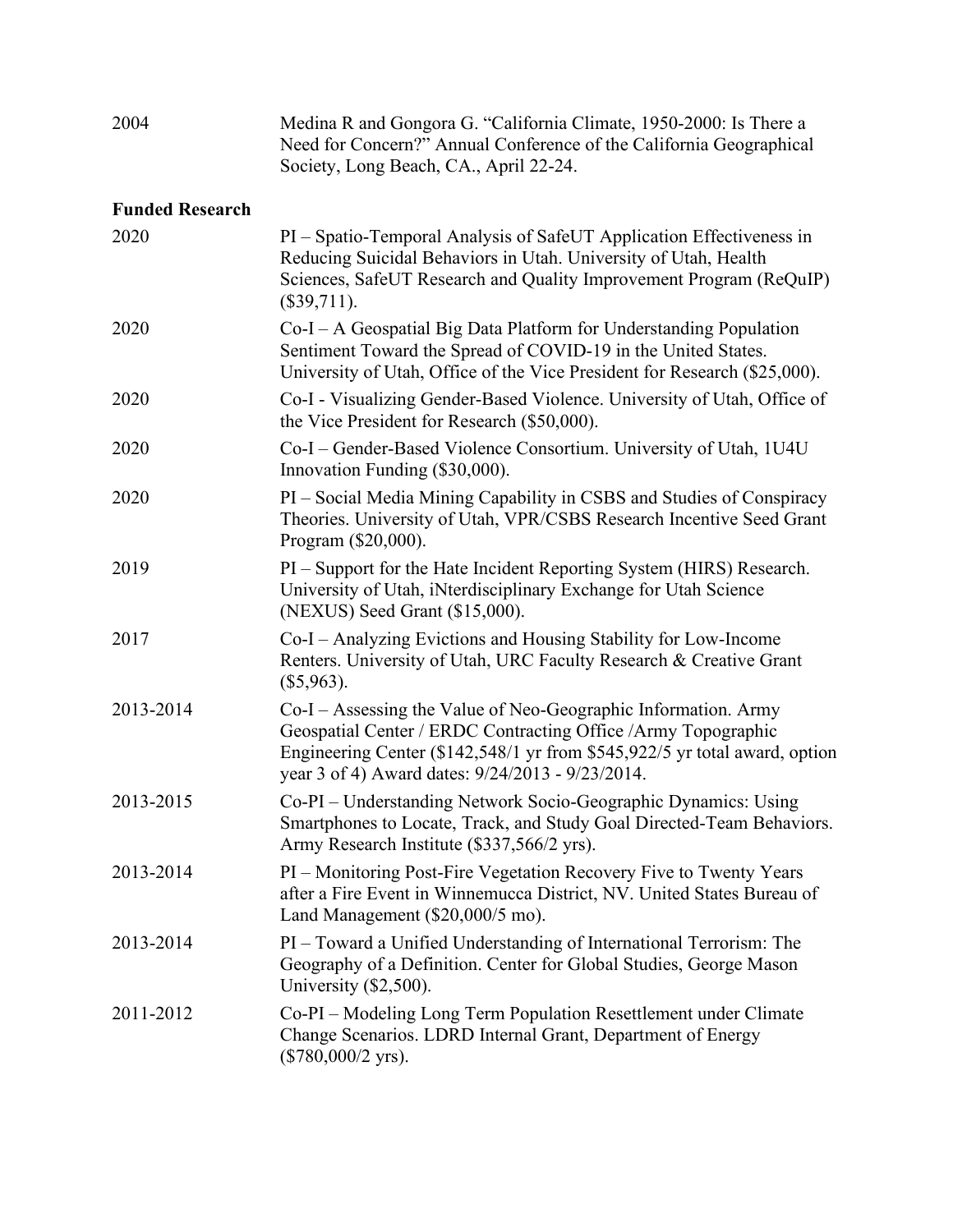2004 Medina R and Gongora G. "California Climate, 1950-2000: Is There a Need for Concern?" Annual Conference of the California Geographical Society, Long Beach, CA., April 22-24.

**Funded Research**

2020 PI – Spatio-Temporal Analysis of SafeUT Application Effectiveness in Reducing Suicidal Behaviors in Utah. University of Utah, Health Sciences, SafeUT Research and Quality Improvement Program (ReQuIP) ($39,711).

2020 Co-I – A Geospatial Big Data Platform for Understanding Population Sentiment Toward the Spread of COVID-19 in the United States. University of Utah, Office of the Vice President for Research ($25,000).

2020 Co-I - Visualizing Gender-Based Violence. University of Utah, Office of the Vice President for Research ($50,000).

2020 Co-I – Gender-Based Violence Consortium. University of Utah, 1U4U Innovation Funding ($30,000).

2020 PI – Social Media Mining Capability in CSBS and Studies of Conspiracy Theories. University of Utah, VPR/CSBS Research Incentive Seed Grant Program ($20,000).

2019 PI – Support for the Hate Incident Reporting System (HIRS) Research. University of Utah, iNterdisciplinary Exchange for Utah Science (NEXUS) Seed Grant ($15,000).

2017 Co-I – Analyzing Evictions and Housing Stability for Low-Income Renters. University of Utah, URC Faculty Research & Creative Grant ($5,963).

2013-2014 Co-I – Assessing the Value of Neo-Geographic Information. Army Geospatial Center / ERDC Contracting Office /Army Topographic Engineering Center ($142,548/1 yr from $545,922/5 yr total award, option year 3 of 4) Award dates: 9/24/2013 - 9/23/2014.

2013-2015 Co-PI – Understanding Network Socio-Geographic Dynamics: Using Smartphones to Locate, Track, and Study Goal Directed-Team Behaviors. Army Research Institute ($337,566/2 yrs).

2013-2014 PI – Monitoring Post-Fire Vegetation Recovery Five to Twenty Years after a Fire Event in Winnemucca District, NV. United States Bureau of Land Management ($20,000/5 mo).

2013-2014 PI – Toward a Unified Understanding of International Terrorism: The Geography of a Definition. Center for Global Studies, George Mason University ($2,500).

2011-2012 Co-PI – Modeling Long Term Population Resettlement under Climate Change Scenarios. LDRD Internal Grant, Department of Energy ($780,000/2 yrs).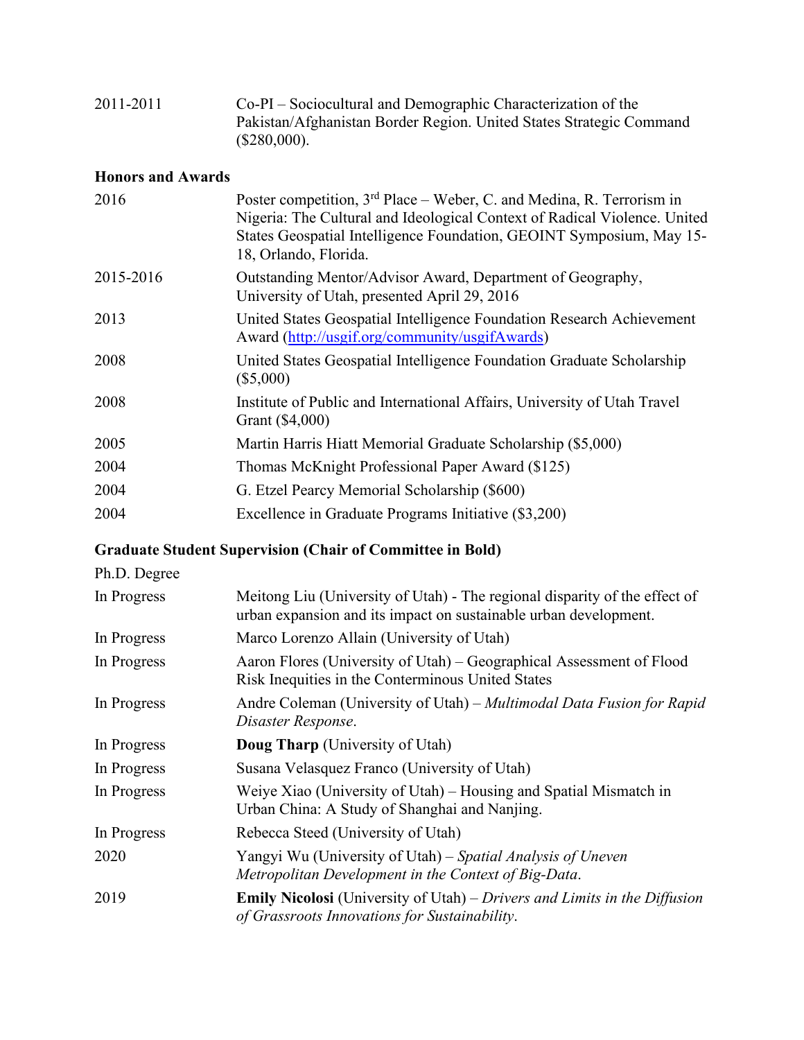| | |
|---|---|
| 2011-2011 | Co-PI – Sociocultural and Demographic Characterization of the Pakistan/Afghanistan Border Region. United States Strategic Command ($280,000). |

**Honors and Awards**

| | |
|---|---|
| 2016 | Poster competition, 3rd Place – Weber, C. and Medina, R. Terrorism in Nigeria: The Cultural and Ideological Context of Radical Violence. United States Geospatial Intelligence Foundation, GEOINT Symposium, May 15-18, Orlando, Florida. |
| 2015-2016 | Outstanding Mentor/Advisor Award, Department of Geography, University of Utah, presented April 29, 2016 |
| 2013 | United States Geospatial Intelligence Foundation Research Achievement Award (http://usgif.org/community/usgifAwards) |
| 2008 | United States Geospatial Intelligence Foundation Graduate Scholarship ($5,000) |
| 2008 | Institute of Public and International Affairs, University of Utah Travel Grant ($4,000) |
| 2005 | Martin Harris Hiatt Memorial Graduate Scholarship ($5,000) |
| 2004 | Thomas McKnight Professional Paper Award ($125) |
| 2004 | G. Etzel Pearcy Memorial Scholarship ($600) |
| 2004 | Excellence in Graduate Programs Initiative ($3,200) |

**Graduate Student Supervision (Chair of Committee in Bold)**

Ph.D. Degree

| | |
|---|---|
| In Progress | Meitong Liu (University of Utah) - The regional disparity of the effect of urban expansion and its impact on sustainable urban development. |
| In Progress | Marco Lorenzo Allain (University of Utah) |
| In Progress | Aaron Flores (University of Utah) – Geographical Assessment of Flood Risk Inequities in the Conterminous United States |
| In Progress | Andre Coleman (University of Utah) – *Multimodal Data Fusion for Rapid Disaster Response*. |
| In Progress | **Doug Tharp** (University of Utah) |
| In Progress | Susana Velasquez Franco (University of Utah) |
| In Progress | Weiye Xiao (University of Utah) – Housing and Spatial Mismatch in Urban China: A Study of Shanghai and Nanjing. |
| In Progress | Rebecca Steed (University of Utah) |
| 2020 | Yangyi Wu (University of Utah) – *Spatial Analysis of Uneven Metropolitan Development in the Context of Big-Data*. |
| 2019 | **Emily Nicolosi** (University of Utah) – *Drivers and Limits in the Diffusion of Grassroots Innovations for Sustainability*. |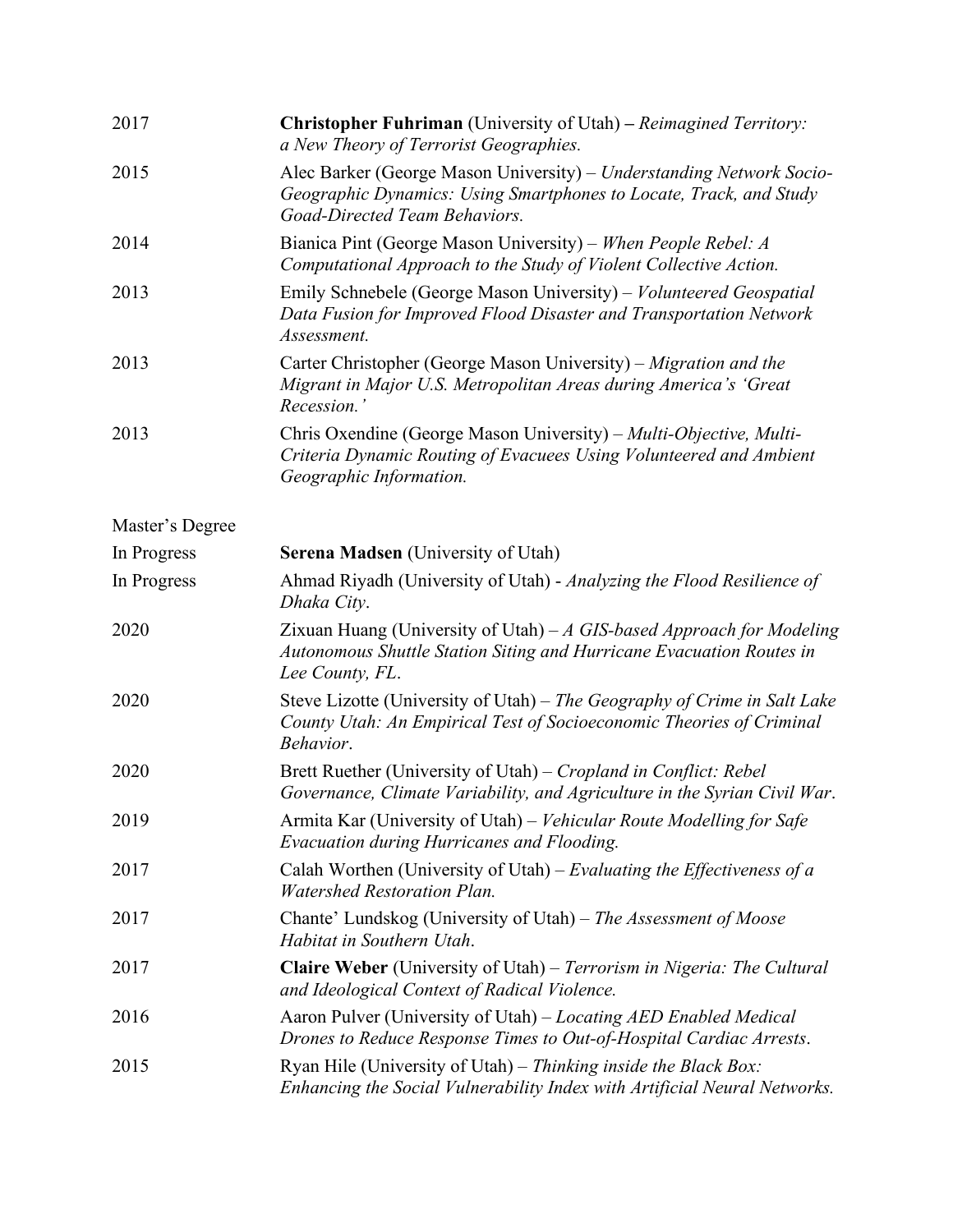2017 **Christopher Fuhriman** (University of Utah) **–** *Reimagined Territory: a New Theory of Terrorist Geographies.*

2015 Alec Barker (George Mason University) – *Understanding Network Socio-Geographic Dynamics: Using Smartphones to Locate, Track, and Study Goad-Directed Team Behaviors.*

2014 Bianica Pint (George Mason University) – *When People Rebel: A Computational Approach to the Study of Violent Collective Action.*

2013 Emily Schnebele (George Mason University) – *Volunteered Geospatial Data Fusion for Improved Flood Disaster and Transportation Network Assessment.*

2013 Carter Christopher (George Mason University) – *Migration and the Migrant in Major U.S. Metropolitan Areas during America's 'Great Recession.'*

2013 Chris Oxendine (George Mason University) – *Multi-Objective, Multi-Criteria Dynamic Routing of Evacuees Using Volunteered and Ambient Geographic Information.*

Master's Degree

In Progress **Serena Madsen** (University of Utah)

In Progress Ahmad Riyadh (University of Utah) - *Analyzing the Flood Resilience of Dhaka City*.

2020 Zixuan Huang (University of Utah) – *A GIS-based Approach for Modeling Autonomous Shuttle Station Siting and Hurricane Evacuation Routes in Lee County, FL*.

2020 Steve Lizotte (University of Utah) – *The Geography of Crime in Salt Lake County Utah: An Empirical Test of Socioeconomic Theories of Criminal Behavior*.

2020 Brett Ruether (University of Utah) – *Cropland in Conflict: Rebel Governance, Climate Variability, and Agriculture in the Syrian Civil War*.

2019 Armita Kar (University of Utah) – *Vehicular Route Modelling for Safe Evacuation during Hurricanes and Flooding.*

2017 Calah Worthen (University of Utah) – *Evaluating the Effectiveness of a Watershed Restoration Plan.*

2017 Chante' Lundskog (University of Utah) – *The Assessment of Moose Habitat in Southern Utah*.

2017 **Claire Weber** (University of Utah) – *Terrorism in Nigeria: The Cultural and Ideological Context of Radical Violence.*

2016 Aaron Pulver (University of Utah) – *Locating AED Enabled Medical Drones to Reduce Response Times to Out-of-Hospital Cardiac Arrests*.

2015 Ryan Hile (University of Utah) – *Thinking inside the Black Box: Enhancing the Social Vulnerability Index with Artificial Neural Networks.*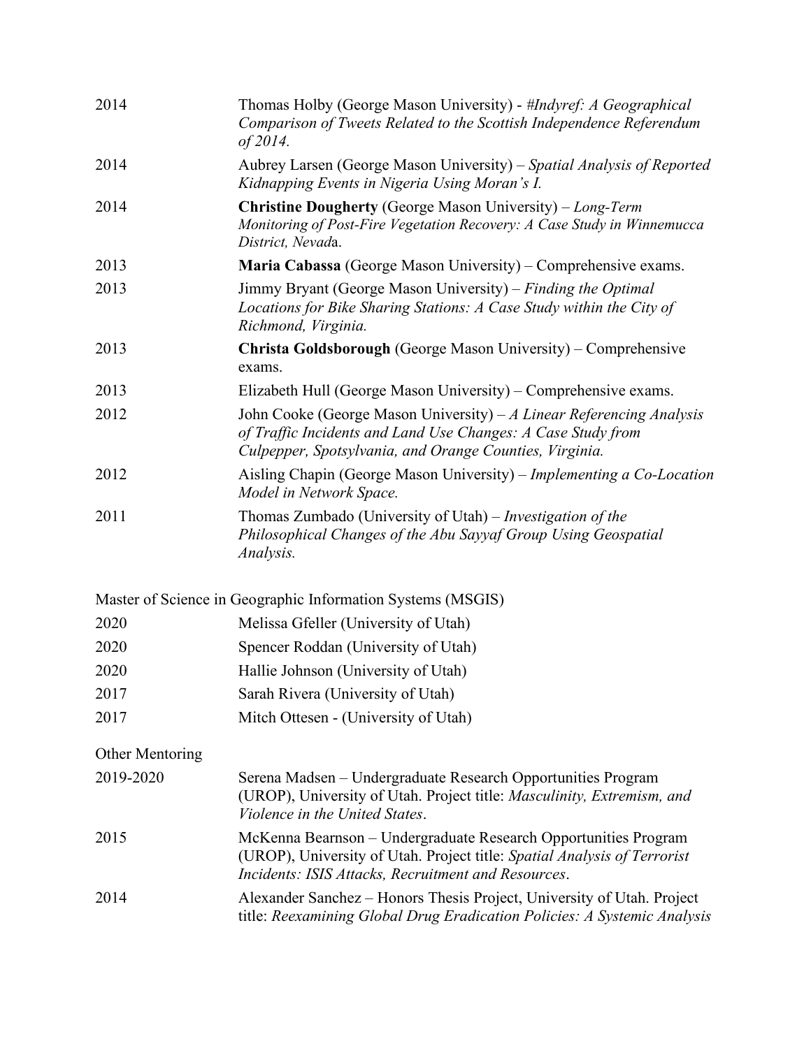| | |
|---|---|
| 2014 | Thomas Holby (George Mason University) - *#Indyref: A Geographical Comparison of Tweets Related to the Scottish Independence Referendum of 2014.* |
| 2014 | Aubrey Larsen (George Mason University) – *Spatial Analysis of Reported Kidnapping Events in Nigeria Using Moran's I.* |
| 2014 | **Christine Dougherty** (George Mason University) – *Long-Term Monitoring of Post-Fire Vegetation Recovery: A Case Study in Winnemucca District, Nevad*a. |
| 2013 | **Maria Cabassa** (George Mason University) – Comprehensive exams. |
| 2013 | Jimmy Bryant (George Mason University) – *Finding the Optimal Locations for Bike Sharing Stations: A Case Study within the City of Richmond, Virginia.* |
| 2013 | **Christa Goldsborough** (George Mason University) – Comprehensive exams. |
| 2013 | Elizabeth Hull (George Mason University) – Comprehensive exams. |
| 2012 | John Cooke (George Mason University) – *A Linear Referencing Analysis of Traffic Incidents and Land Use Changes: A Case Study from Culpepper, Spotsylvania, and Orange Counties, Virginia.* |
| 2012 | Aisling Chapin (George Mason University) – *Implementing a Co-Location Model in Network Space.* |
| 2011 | Thomas Zumbado (University of Utah) – *Investigation of the Philosophical Changes of the Abu Sayyaf Group Using Geospatial Analysis.* |

Master of Science in Geographic Information Systems (MSGIS)

| | |
|---|---|
| 2020 | Melissa Gfeller (University of Utah) |
| 2020 | Spencer Roddan (University of Utah) |
| 2020 | Hallie Johnson (University of Utah) |
| 2017 | Sarah Rivera (University of Utah) |
| 2017 | Mitch Ottesen - (University of Utah) |

Other Mentoring

| | |
|---|---|
| 2019-2020 | Serena Madsen – Undergraduate Research Opportunities Program (UROP), University of Utah. Project title: *Masculinity, Extremism, and Violence in the United States*. |
| 2015 | McKenna Bearnson – Undergraduate Research Opportunities Program (UROP), University of Utah. Project title: *Spatial Analysis of Terrorist Incidents: ISIS Attacks, Recruitment and Resources*. |
| 2014 | Alexander Sanchez – Honors Thesis Project, University of Utah. Project title: *Reexamining Global Drug Eradication Policies: A Systemic Analysis* |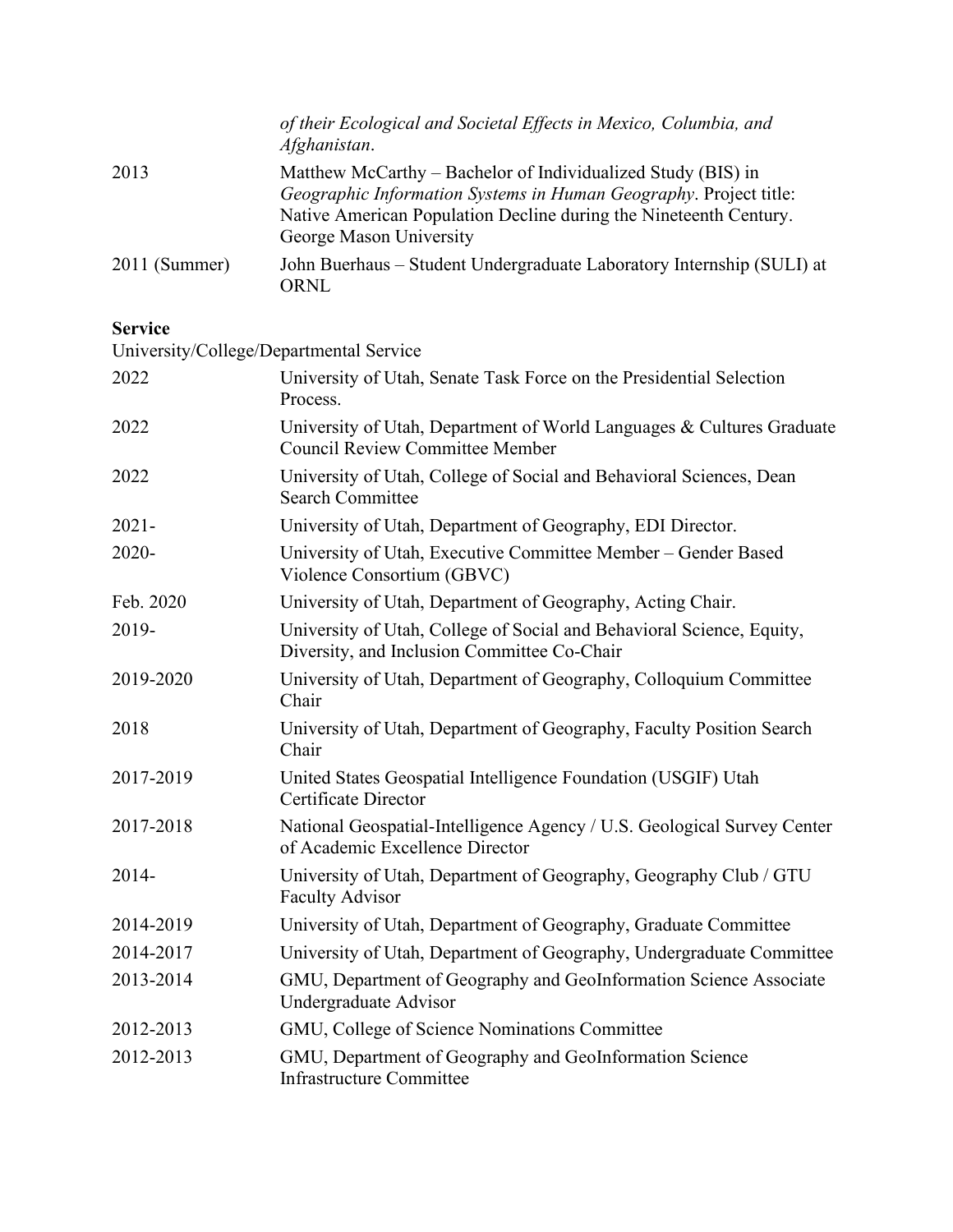| | |
|---|---|
| | *of their Ecological and Societal Effects in Mexico, Columbia, and Afghanistan*. |
| 2013 | Matthew McCarthy – Bachelor of Individualized Study (BIS) in *Geographic Information Systems in Human Geography*. Project title: Native American Population Decline during the Nineteenth Century. George Mason University |
| 2011 (Summer) | John Buerhaus – Student Undergraduate Laboratory Internship (SULI) at ORNL |

**Service**

University/College/Departmental Service

| | |
|---|---|
| 2022 | University of Utah, Senate Task Force on the Presidential Selection Process. |
| 2022 | University of Utah, Department of World Languages & Cultures Graduate Council Review Committee Member |
| 2022 | University of Utah, College of Social and Behavioral Sciences, Dean Search Committee |
| 2021- | University of Utah, Department of Geography, EDI Director. |
| 2020- | University of Utah, Executive Committee Member – Gender Based Violence Consortium (GBVC) |
| Feb. 2020 | University of Utah, Department of Geography, Acting Chair. |
| 2019- | University of Utah, College of Social and Behavioral Science, Equity, Diversity, and Inclusion Committee Co-Chair |
| 2019-2020 | University of Utah, Department of Geography, Colloquium Committee Chair |
| 2018 | University of Utah, Department of Geography, Faculty Position Search Chair |
| 2017-2019 | United States Geospatial Intelligence Foundation (USGIF) Utah Certificate Director |
| 2017-2018 | National Geospatial-Intelligence Agency / U.S. Geological Survey Center of Academic Excellence Director |
| 2014- | University of Utah, Department of Geography, Geography Club / GTU Faculty Advisor |
| 2014-2019 | University of Utah, Department of Geography, Graduate Committee |
| 2014-2017 | University of Utah, Department of Geography, Undergraduate Committee |
| 2013-2014 | GMU, Department of Geography and GeoInformation Science Associate Undergraduate Advisor |
| 2012-2013 | GMU, College of Science Nominations Committee |
| 2012-2013 | GMU, Department of Geography and GeoInformation Science Infrastructure Committee |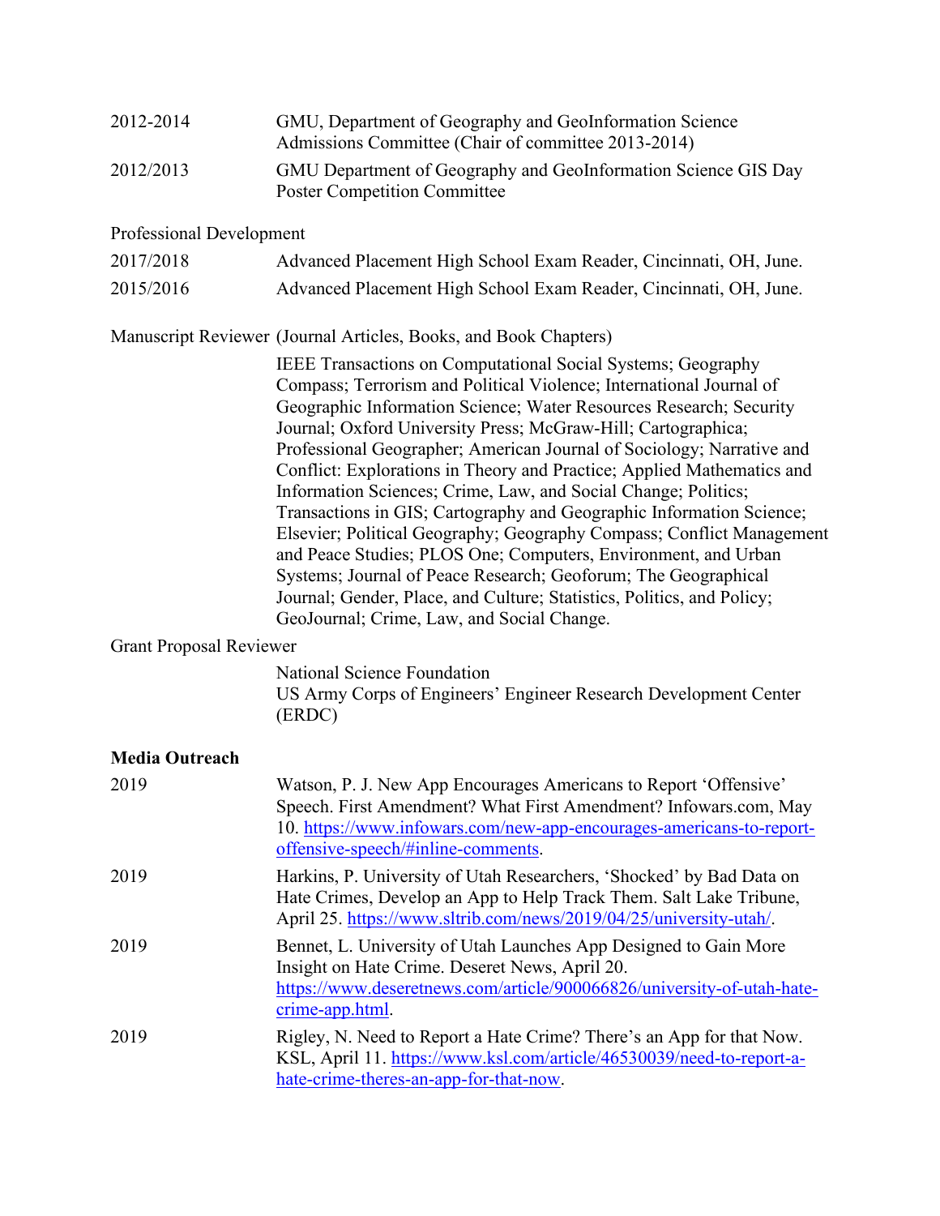2012-2014 GMU, Department of Geography and GeoInformation Science Admissions Committee (Chair of committee 2013-2014)

2012/2013 GMU Department of Geography and GeoInformation Science GIS Day Poster Competition Committee

Professional Development

2017/2018 Advanced Placement High School Exam Reader, Cincinnati, OH, June.

2015/2016 Advanced Placement High School Exam Reader, Cincinnati, OH, June.

Manuscript Reviewer (Journal Articles, Books, and Book Chapters)

IEEE Transactions on Computational Social Systems; Geography Compass; Terrorism and Political Violence; International Journal of Geographic Information Science; Water Resources Research; Security Journal; Oxford University Press; McGraw-Hill; Cartographica; Professional Geographer; American Journal of Sociology; Narrative and Conflict: Explorations in Theory and Practice; Applied Mathematics and Information Sciences; Crime, Law, and Social Change; Politics; Transactions in GIS; Cartography and Geographic Information Science; Elsevier; Political Geography; Geography Compass; Conflict Management and Peace Studies; PLOS One; Computers, Environment, and Urban Systems; Journal of Peace Research; Geoforum; The Geographical Journal; Gender, Place, and Culture; Statistics, Politics, and Policy; GeoJournal; Crime, Law, and Social Change.

Grant Proposal Reviewer

National Science Foundation
US Army Corps of Engineers' Engineer Research Development Center (ERDC)

**Media Outreach**

2019 Watson, P. J. New App Encourages Americans to Report 'Offensive' Speech. First Amendment? What First Amendment? Infowars.com, May 10. [https://www.infowars.com/new-app-encourages-americans-to-report-offensive-speech/#inline-comments](https://www.infowars.com/new-app-encourages-americans-to-report-offensive-speech/#inline-comments).

2019 Harkins, P. University of Utah Researchers, 'Shocked' by Bad Data on Hate Crimes, Develop an App to Help Track Them. Salt Lake Tribune, April 25. [https://www.sltrib.com/news/2019/04/25/university-utah/](https://www.sltrib.com/news/2019/04/25/university-utah/).

2019 Bennet, L. University of Utah Launches App Designed to Gain More Insight on Hate Crime. Deseret News, April 20. [https://www.deseretnews.com/article/900066826/university-of-utah-hate-crime-app.html](https://www.deseretnews.com/article/900066826/university-of-utah-hate-crime-app.html).

2019 Rigley, N. Need to Report a Hate Crime? There's an App for that Now. KSL, April 11. [https://www.ksl.com/article/46530039/need-to-report-a-hate-crime-theres-an-app-for-that-now](https://www.ksl.com/article/46530039/need-to-report-a-hate-crime-theres-an-app-for-that-now).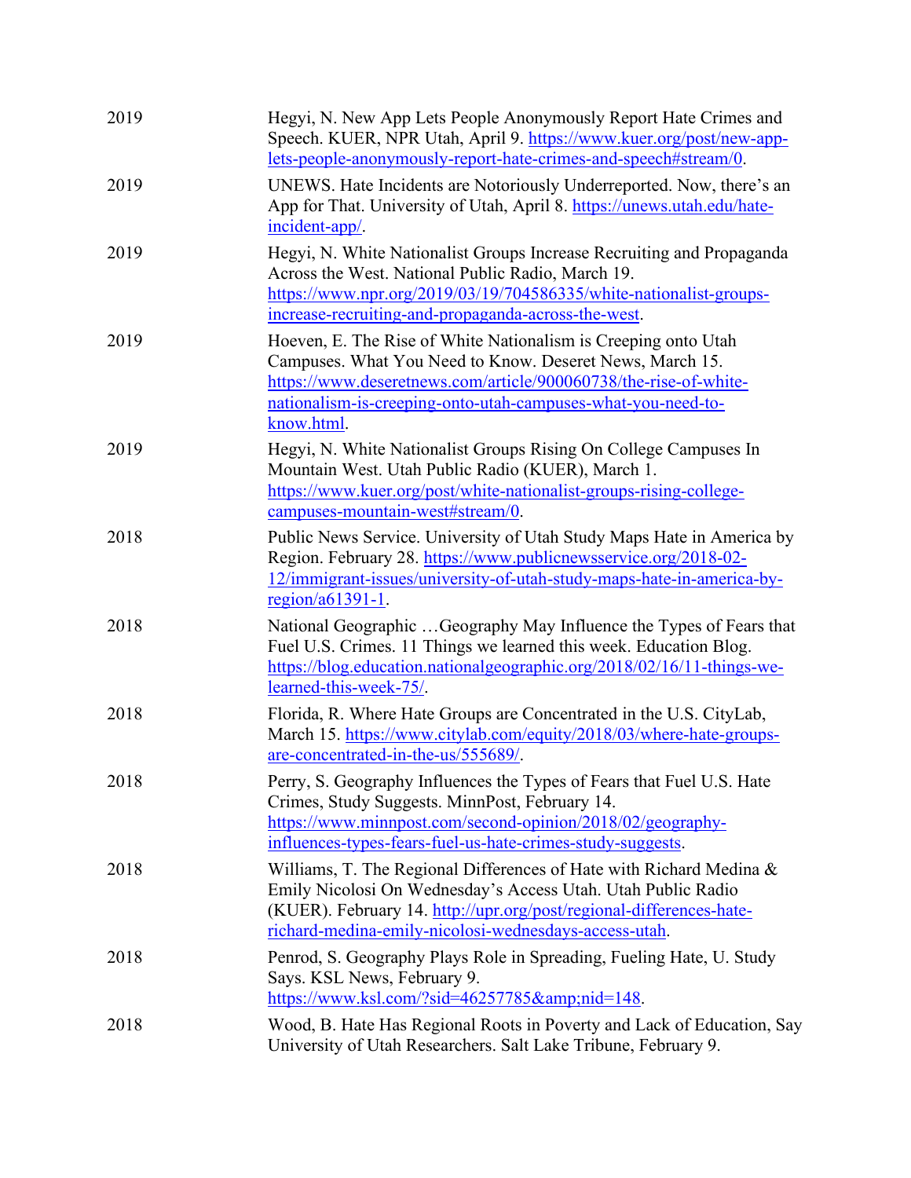| | |
|---|---|
| 2019 | Hegyi, N. New App Lets People Anonymously Report Hate Crimes and Speech. KUER, NPR Utah, April 9. https://www.kuer.org/post/new-app-lets-people-anonymously-report-hate-crimes-and-speech#stream/0. |
| 2019 | UNEWS. Hate Incidents are Notoriously Underreported. Now, there's an App for That. University of Utah, April 8. https://unews.utah.edu/hate-incident-app/. |
| 2019 | Hegyi, N. White Nationalist Groups Increase Recruiting and Propaganda Across the West. National Public Radio, March 19. https://www.npr.org/2019/03/19/704586335/white-nationalist-groups-increase-recruiting-and-propaganda-across-the-west. |
| 2019 | Hoeven, E. The Rise of White Nationalism is Creeping onto Utah Campuses. What You Need to Know. Deseret News, March 15. https://www.deseretnews.com/article/900060738/the-rise-of-white-nationalism-is-creeping-onto-utah-campuses-what-you-need-to-know.html. |
| 2019 | Hegyi, N. White Nationalist Groups Rising On College Campuses In Mountain West. Utah Public Radio (KUER), March 1. https://www.kuer.org/post/white-nationalist-groups-rising-college-campuses-mountain-west#stream/0. |
| 2018 | Public News Service. University of Utah Study Maps Hate in America by Region. February 28. https://www.publicnewsservice.org/2018-02-12/immigrant-issues/university-of-utah-study-maps-hate-in-america-by-region/a61391-1. |
| 2018 | National Geographic …Geography May Influence the Types of Fears that Fuel U.S. Crimes. 11 Things we learned this week. Education Blog. https://blog.education.nationalgeographic.org/2018/02/16/11-things-we-learned-this-week-75/. |
| 2018 | Florida, R. Where Hate Groups are Concentrated in the U.S. CityLab, March 15. https://www.citylab.com/equity/2018/03/where-hate-groups-are-concentrated-in-the-us/555689/. |
| 2018 | Perry, S. Geography Influences the Types of Fears that Fuel U.S. Hate Crimes, Study Suggests. MinnPost, February 14. https://www.minnpost.com/second-opinion/2018/02/geography-influences-types-fears-fuel-us-hate-crimes-study-suggests. |
| 2018 | Williams, T. The Regional Differences of Hate with Richard Medina & Emily Nicolosi On Wednesday's Access Utah. Utah Public Radio (KUER). February 14. http://upr.org/post/regional-differences-hate-richard-medina-emily-nicolosi-wednesdays-access-utah. |
| 2018 | Penrod, S. Geography Plays Role in Spreading, Fueling Hate, U. Study Says. KSL News, February 9. https://www.ksl.com/?sid=46257785&amp;nid=148. |
| 2018 | Wood, B. Hate Has Regional Roots in Poverty and Lack of Education, Say University of Utah Researchers. Salt Lake Tribune, February 9. |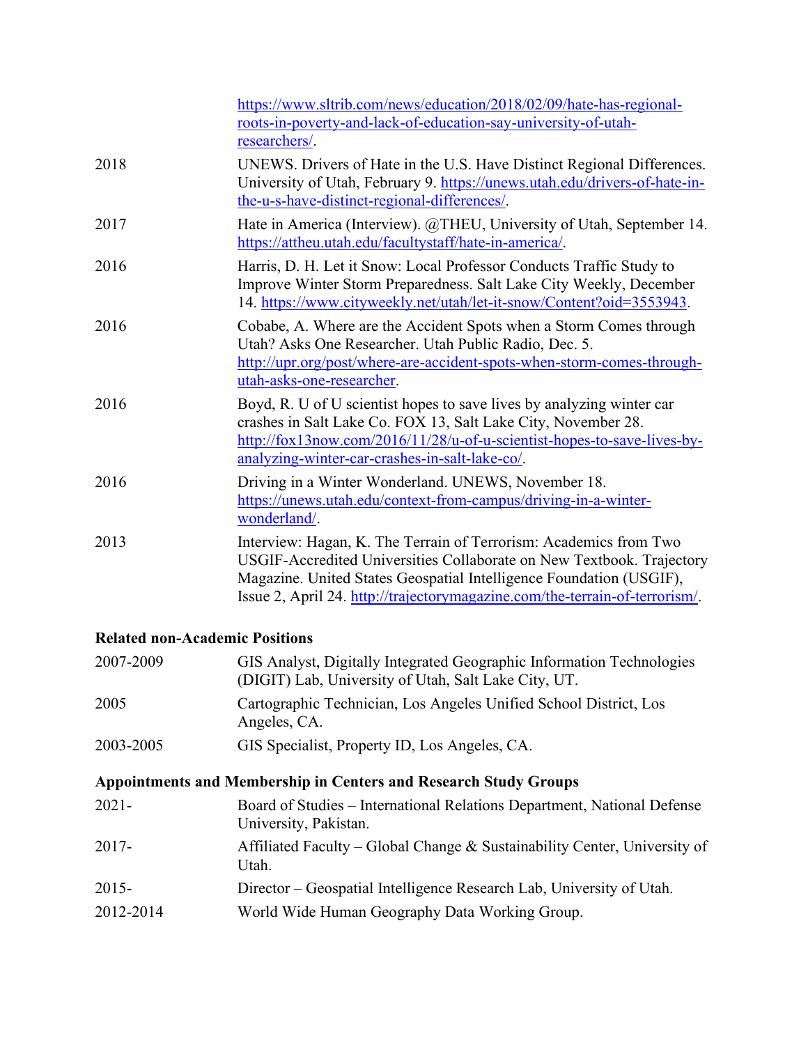https://www.sltrib.com/news/education/2018/02/09/hate-has-regional-roots-in-poverty-and-lack-of-education-say-university-of-utah-researchers/.

2018 UNEWS. Drivers of Hate in the U.S. Have Distinct Regional Differences. University of Utah, February 9. https://unews.utah.edu/drivers-of-hate-in-the-u-s-have-distinct-regional-differences/.

2017 Hate in America (Interview). @THEU, University of Utah, September 14. https://attheu.utah.edu/facultystaff/hate-in-america/.

2016 Harris, D. H. Let it Snow: Local Professor Conducts Traffic Study to Improve Winter Storm Preparedness. Salt Lake City Weekly, December 14. https://www.cityweekly.net/utah/let-it-snow/Content?oid=3553943.

2016 Cobabe, A. Where are the Accident Spots when a Storm Comes through Utah? Asks One Researcher. Utah Public Radio, Dec. 5. http://upr.org/post/where-are-accident-spots-when-storm-comes-through-utah-asks-one-researcher.

2016 Boyd, R. U of U scientist hopes to save lives by analyzing winter car crashes in Salt Lake Co. FOX 13, Salt Lake City, November 28. http://fox13now.com/2016/11/28/u-of-u-scientist-hopes-to-save-lives-by-analyzing-winter-car-crashes-in-salt-lake-co/.

2016 Driving in a Winter Wonderland. UNEWS, November 18. https://unews.utah.edu/context-from-campus/driving-in-a-winter-wonderland/.

2013 Interview: Hagan, K. The Terrain of Terrorism: Academics from Two USGIF-Accredited Universities Collaborate on New Textbook. Trajectory Magazine. United States Geospatial Intelligence Foundation (USGIF), Issue 2, April 24. http://trajectorymagazine.com/the-terrain-of-terrorism/.

**Related non-Academic Positions**

2007-2009 GIS Analyst, Digitally Integrated Geographic Information Technologies (DIGIT) Lab, University of Utah, Salt Lake City, UT.

2005 Cartographic Technician, Los Angeles Unified School District, Los Angeles, CA.

2003-2005 GIS Specialist, Property ID, Los Angeles, CA.

**Appointments and Membership in Centers and Research Study Groups**

2021- Board of Studies – International Relations Department, National Defense University, Pakistan.

2017- Affiliated Faculty – Global Change & Sustainability Center, University of Utah.

2015- Director – Geospatial Intelligence Research Lab, University of Utah.

2012-2014 World Wide Human Geography Data Working Group.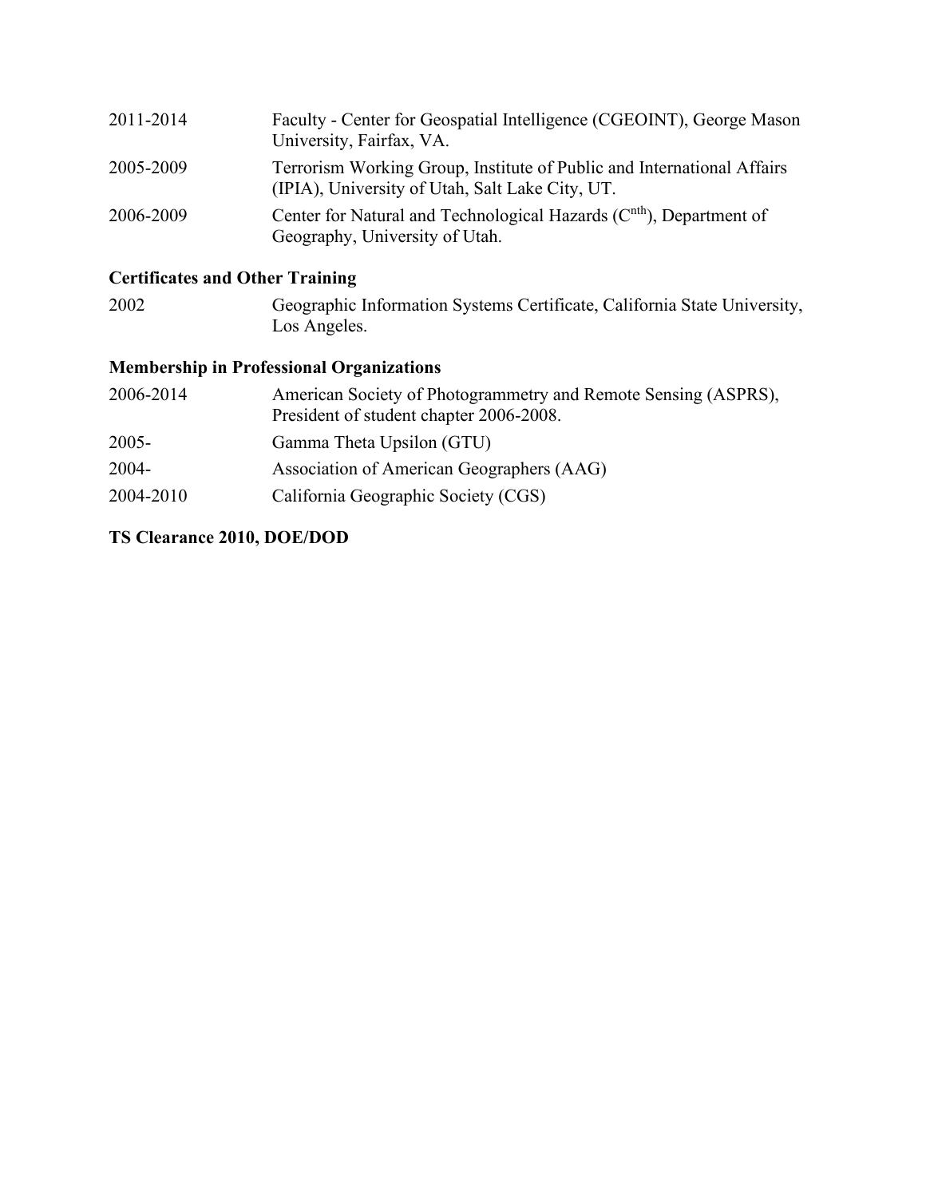| | |
|---|---|
| 2011-2014 | Faculty - Center for Geospatial Intelligence (CGEOINT), George Mason University, Fairfax, VA. |
| 2005-2009 | Terrorism Working Group, Institute of Public and International Affairs (IPIA), University of Utah, Salt Lake City, UT. |
| 2006-2009 | Center for Natural and Technological Hazards ($C^{nth}$), Department of Geography, University of Utah. |

## Certificates and Other Training

| | |
|---|---|
| 2002 | Geographic Information Systems Certificate, California State University, Los Angeles. |

## Membership in Professional Organizations

| | |
|---|---|
| 2006-2014 | American Society of Photogrammetry and Remote Sensing (ASPRS), President of student chapter 2006-2008. |
| 2005- | Gamma Theta Upsilon (GTU) |
| 2004- | Association of American Geographers (AAG) |
| 2004-2010 | California Geographic Society (CGS) |

## TS Clearance 2010, DOE/DOD